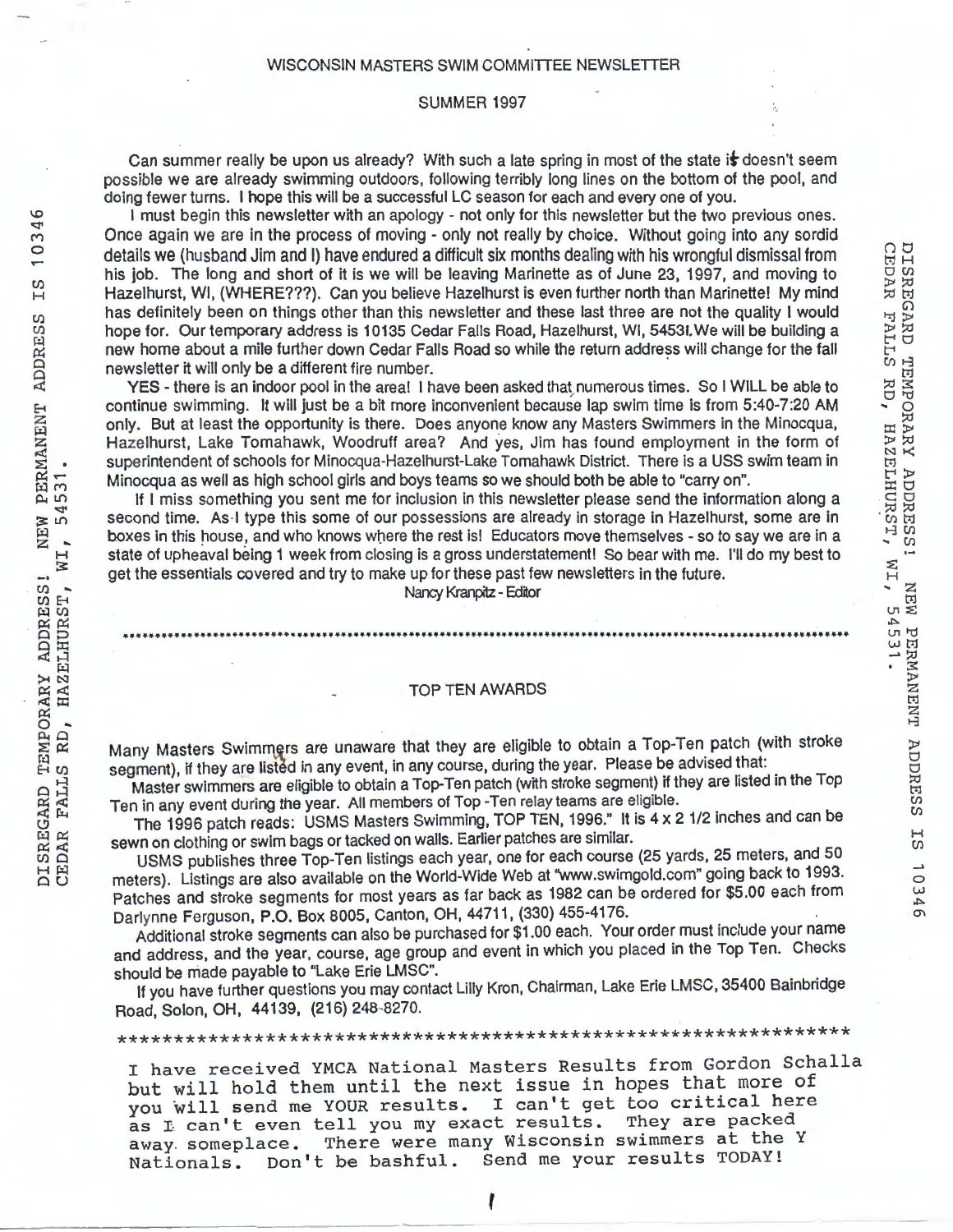# WISCONSIN MASTERS SWIM COMMITTEE NEWSLETTER

## SUMMER 1997

DISREGARD TEMPORARY ADDRESS! NEW PERMANENT ADDRESS IS 10346 CEDAR FALLS RD, HAZELHURST, WI, 54531.

Can summer really be upon us already? With such a late spring in most of the state it doesn't seem possible we are already swimming outdoors, following terribly long lines on the bottom of the pool, and doing fewer turns. I hope this will be a successful LC season for each and every one of you.

I must begin this newsletter with an apology - not only for this newsletter but the two previous ones. Once again we are in the process of moving - only not really by choice. Without going into any sordid details we (husband Jim and I) have endured a difficult six months dealing with his wrongful dismissal from his job. The long and short of it is we will be leaving Marinette as of June 23, 1997, and moving to Hazelhurst, WI, (WHERE???). Can you believe Hazelhurst is even further north than Marinette! My mind has definitely been on things other than this newsletter and these last three are not the quality I would hope for. Our temporary address is 10135 Cedar Falls Road, Hazelhurst, WI, 54531. We will be building a new home about a mile further down Cedar Falls Road so while the return address will change for the fall newsletter it will only be a different fire number.

YES - there is an indoor pool in the area! I have been asked that numerous times. So I WILL be able to continue swimming. It will just be a bit more inconvenient because lap swim time is from 5:40-7:20 AM only. But at least the opportunity is there. Does anyone know any Masters Swimmers in the Minocqua, Hazelhurst, Lake Tomahawk, Woodruff area? And yes, Jim has found employment in the form of superintendent of schools for Minocqua-Hazelhurst-Lake Tomahawk District. There is a USS swim team in Minocqua as well as high school girls and boys teams so we should both be able to "carry on".

If I miss something you sent me for inclusion in this newsletter please send the information along a second time. As I type this some of our possessions are already in storage in Hazelhurst, some are in boxes in this house, and who knows where the rest is! Educators move themselves - so to say we are in a state of upheaval being 1 week from closing is a gross understatement! So bear with me. I'll do my best to get the essentials covered and try to make up for these past few newsletters in the future.

Nancy Kranpitz - Editor

---

## TOP TEN AWARDS

Many Masters Swimmers are unaware that they are eligible to obtain a Top-Ten patch (with stroke segment), if they are listed in any event, in any course, during the year. Please be advised that:

Master swimmers are eligible to obtain a Top-Ten patch (with stroke segment) if they are listed in the Top Ten in any event during the year. All members of Top -Ten relay teams are eligible.

The 1996 patch reads: USMS Masters Swimming, TOP TEN, 1996." It is 4 x 2 1/2 inches and can be sewn on clothing or swim bags or tacked on walls. Earlier patches are similar.

USMS publishes three Top-Ten listings each year, one for each course (25 yards, 25 meters, and 50 meters). Listings are also available on the World-Wide Web at "www.swimgold.com" going back to 1993. Patches and stroke segments for most years as far back as 1982 can be ordered for $5.00 each from Darlynne Ferguson, P.O. Box 8005, Canton, OH, 44711, (330) 455-4176.

Additional stroke segments can also be purchased for $1.00 each. Your order must include your name and address, and the year, course, age group and event in which you placed in the Top Ten. Checks should be made payable to "Lake Erie LMSC".

If you have further questions you may contact Lilly Kron, Chairman, Lake Erie LMSC, 35400 Bainbridge Road, Solon, OH, 44139, (216) 248-8270.

---

I have received YMCA National Masters Results from Gordon Schalla but will hold them until the next issue in hopes that more of you will send me YOUR results. I can't get too critical here as I can't even tell you my exact results. They are packed away someplace. There were many Wisconsin swimmers at the Y Nationals. Don't be bashful. Send me your results TODAY!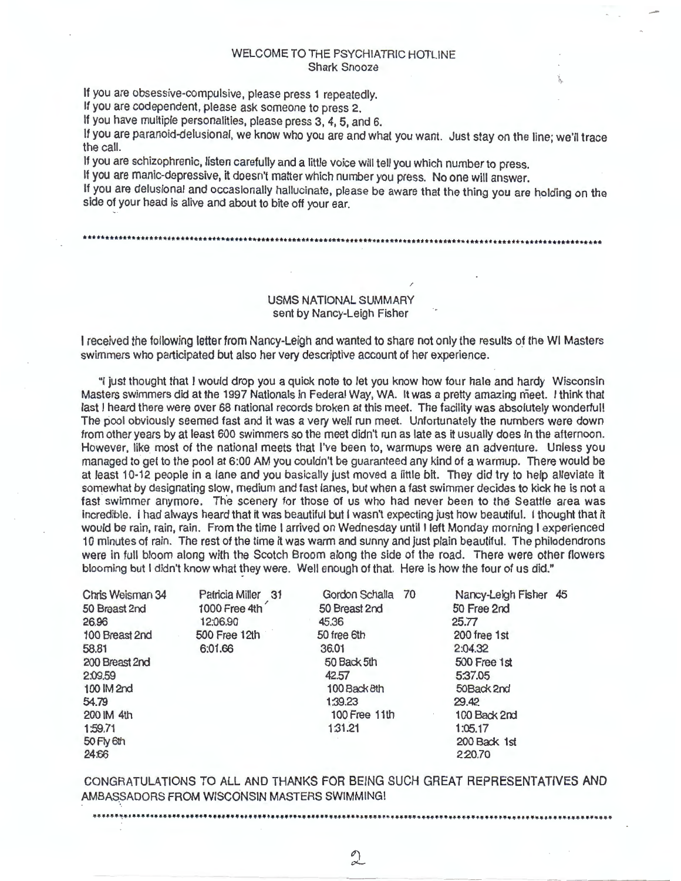## WELCOME TO THE PSYCHIATRIC HOTLINE
Shark Snooze

If you are obsessive-compulsive, please press 1 repeatedly.
If you are codependent, please ask someone to press 2.
If you have multiple personalities, please press 3, 4, 5, and 6.
If you are paranoid-delusional, we know who you are and what you want. Just stay on the line; we'll trace the call.
If you are schizophrenic, listen carefully and a little voice will tell you which number to press.
If you are manic-depressive, it doesn't matter which number you press. No one will answer.
If you are delusional and occasionally hallucinate, please be aware that the thing you are holding on the side of your head is alive and about to bite off your ear.

************************************************************************************************************

## USMS NATIONAL SUMMARY
sent by Nancy-Leigh Fisher

I received the following letter from Nancy-Leigh and wanted to share not only the results of the WI Masters swimmers who participated but also her very descriptive account of her experience.

"I just thought that I would drop you a quick note to let you know how four hale and hardy Wisconsin Masters swimmers did at the 1997 Nationals in Federal Way, WA. It was a pretty amazing meet. I think that last I heard there were over 68 national records broken at this meet. The facility was absolutely wonderful! The pool obviously seemed fast and it was a very well run meet. Unfortunately the numbers were down from other years by at least 600 swimmers so the meet didn't run as late as it usually does in the afternoon. However, like most of the national meets that I've been to, warmups were an adventure. Unless you managed to get to the pool at 6:00 AM you couldn't be guaranteed any kind of a warmup. There would be at least 10-12 people in a lane and you basically just moved a little bit. They did try to help alleviate it somewhat by designating slow, medium and fast lanes, but when a fast swimmer decides to kick he is not a fast swimmer anymore. The scenery for those of us who had never been to the Seattle area was incredible. I had always heard that it was beautiful but I wasn't expecting just how beautiful. I thought that it would be rain, rain, rain. From the time I arrived on Wednesday until I left Monday morning I experienced 10 minutes of rain. The rest of the time it was warm and sunny and just plain beautiful. The philodendrons were in full bloom along with the Scotch Broom along the side of the road. There were other flowers blooming but I didn't know what they were. Well enough of that. Here is how the four of us did."

| Chris Weisman 34 | Patricia Miller 31 | Gordon Schalla 70 | Nancy-Leigh Fisher 45 |
|---|---|---|---|
| 50 Breast 2nd | 1000 Free 4th | 50 Breast 2nd | 50 Free 2nd |
| 26.96 | 12:06.90 | 45.36 | 25.77 |
| 100 Breast 2nd | 500 Free 12th | 50 free 6th | 200 free 1st |
| 58.81 | 6:01.66 | 36.01 | 2:04.32 |
| 200 Breast 2nd | | 50 Back 5th | 500 Free 1st |
| 2:09.59 | | 42.57 | 5:37.05 |
| 100 IM 2nd | | 100 Back 8th | 50Back 2nd |
| 54.79 | | 1:39.23 | 29.42 |
| 200 IM 4th | | 100 Free 11th | 100 Back 2nd |
| 1:59.71 | | 1:31.21 | 1:05.17 |
| 50 Fly 6th | | | 200 Back 1st |
| 24.66 | | | 2:20.70 |

CONGRATULATIONS TO ALL AND THANKS FOR BEING SUCH GREAT REPRESENTATIVES AND AMBASSADORS FROM WISCONSIN MASTERS SWIMMING!

************************************************************************************************************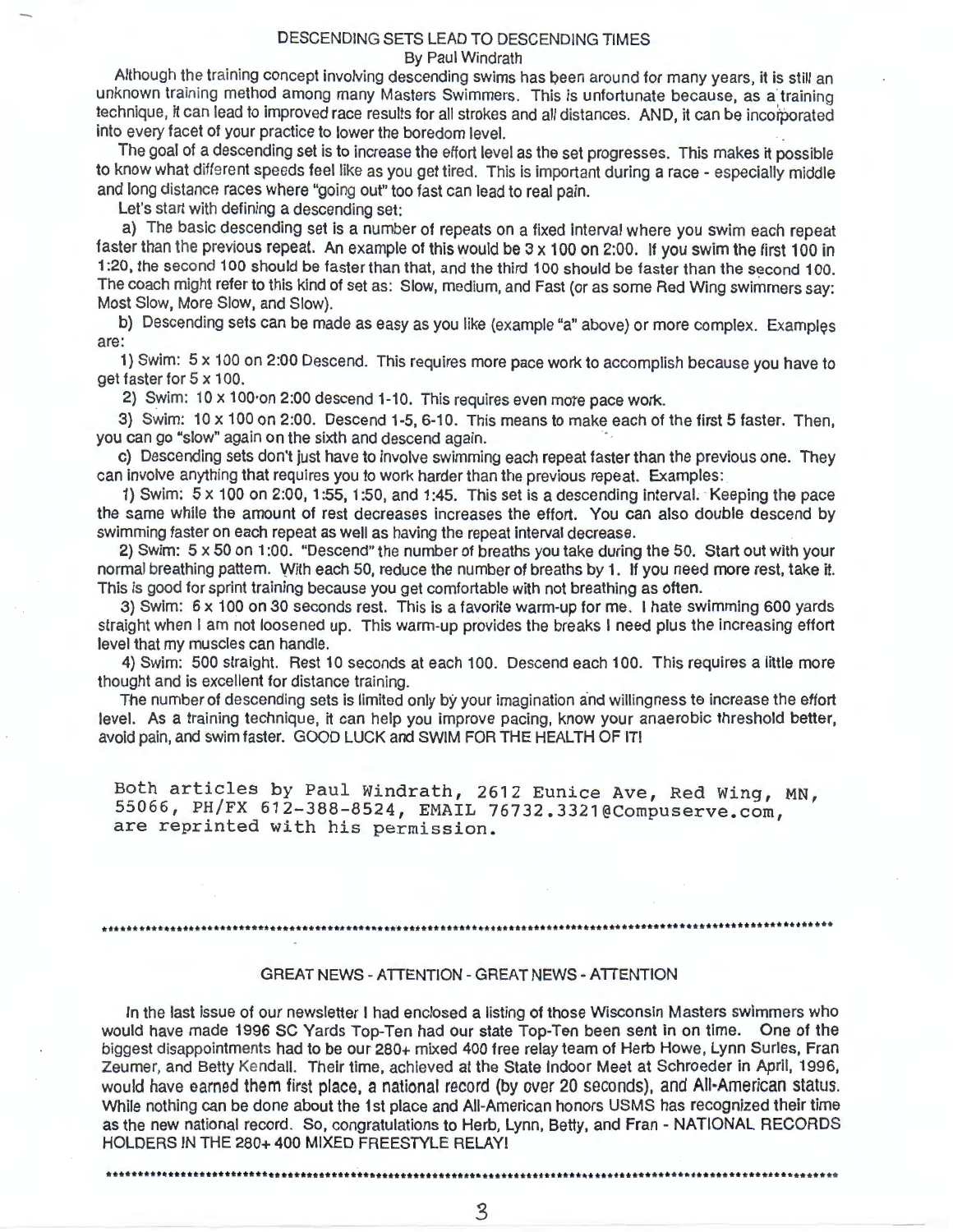## DESCENDING SETS LEAD TO DESCENDING TIMES

By Paul Windrath

Although the training concept involving descending swims has been around for many years, it is still an unknown training method among many Masters Swimmers. This is unfortunate because, as a training technique, it can lead to improved race results for all strokes and all distances. AND, it can be incorporated into every facet of your practice to lower the boredom level.

The goal of a descending set is to increase the effort level as the set progresses. This makes it possible to know what different speeds feel like as you get tired. This is important during a race - especially middle and long distance races where "going out" too fast can lead to real pain.

Let's start with defining a descending set:

a) The basic descending set is a number of repeats on a fixed interval where you swim each repeat faster than the previous repeat. An example of this would be 3 x 100 on 2:00. If you swim the first 100 in 1:20, the second 100 should be faster than that, and the third 100 should be faster than the second 100. The coach might refer to this kind of set as: Slow, medium, and Fast (or as some Red Wing swimmers say: Most Slow, More Slow, and Slow).

b) Descending sets can be made as easy as you like (example "a" above) or more complex. Examples are:

1) Swim: 5 x 100 on 2:00 Descend. This requires more pace work to accomplish because you have to get faster for 5 x 100.

2) Swim: 10 x 100 on 2:00 descend 1-10. This requires even more pace work.

3) Swim: 10 x 100 on 2:00. Descend 1-5, 6-10. This means to make each of the first 5 faster. Then, you can go "slow" again on the sixth and descend again.

c) Descending sets don't just have to involve swimming each repeat faster than the previous one. They can involve anything that requires you to work harder than the previous repeat. Examples:

1) Swim: 5 x 100 on 2:00, 1:55, 1:50, and 1:45. This set is a descending interval. Keeping the pace the same while the amount of rest decreases increases the effort. You can also double descend by swimming faster on each repeat as well as having the repeat interval decrease.

2) Swim: 5 x 50 on 1:00. "Descend" the number of breaths you take during the 50. Start out with your normal breathing pattern. With each 50, reduce the number of breaths by 1. If you need more rest, take it. This is good for sprint training because you get comfortable with not breathing as often.

3) Swim: 6 x 100 on 30 seconds rest. This is a favorite warm-up for me. I hate swimming 600 yards straight when I am not loosened up. This warm-up provides the breaks I need plus the increasing effort level that my muscles can handle.

4) Swim: 500 straight. Rest 10 seconds at each 100. Descend each 100. This requires a little more thought and is excellent for distance training.

The number of descending sets is limited only by your imagination and willingness to increase the effort level. As a training technique, it can help you improve pacing, know your anaerobic threshold better, avoid pain, and swim faster. GOOD LUCK and SWIM FOR THE HEALTH OF IT!

Both articles by Paul Windrath, 2612 Eunice Ave, Red Wing, MN, 55066, PH/FX 612-388-8524, EMAIL 76732.3321@Compuserve.com, are reprinted with his permission.

****************************************************************************************************

## GREAT NEWS - ATTENTION - GREAT NEWS - ATTENTION

In the last issue of our newsletter I had enclosed a listing of those Wisconsin Masters swimmers who would have made 1996 SC Yards Top-Ten had our state Top-Ten been sent in on time. One of the biggest disappointments had to be our 280+ mixed 400 free relay team of Herb Howe, Lynn Surles, Fran Zeumer, and Betty Kendall. Their time, achieved at the State Indoor Meet at Schroeder in April, 1996, would have earned them first place, a national record (by over 20 seconds), and All-American status. While nothing can be done about the 1st place and All-American honors USMS has recognized their time as the new national record. So, congratulations to Herb, Lynn, Betty, and Fran - NATIONAL RECORDS HOLDERS IN THE 280+ 400 MIXED FREESTYLE RELAY!

****************************************************************************************************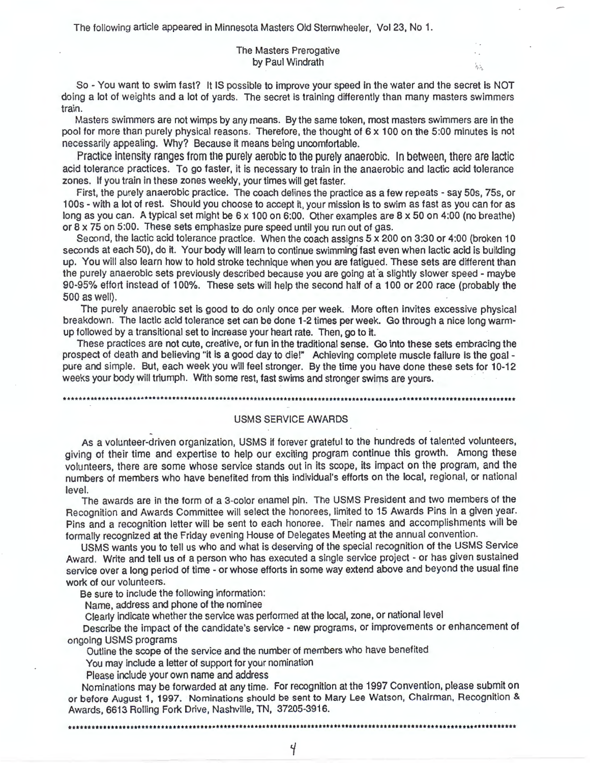The following article appeared in Minnesota Masters Old Sternwheeler, Vol 23, No 1.

## The Masters Prerogative
by Paul Windrath

So - You want to swim fast? It IS possible to improve your speed in the water and the secret is NOT doing a lot of weights and a lot of yards. The secret is training differently than many masters swimmers train.

Masters swimmers are not wimps by any means. By the same token, most masters swimmers are in the pool for more than purely physical reasons. Therefore, the thought of 6 x 100 on the 5:00 minutes is not necessarily appealing. Why? Because it means being uncomfortable.

Practice intensity ranges from the purely aerobic to the purely anaerobic. In between, there are lactic acid tolerance practices. To go faster, it is necessary to train in the anaerobic and lactic acid tolerance zones. If you train in these zones weekly, your times will get faster.

First, the purely anaerobic practice. The coach defines the practice as a few repeats - say 50s, 75s, or 100s - with a lot of rest. Should you choose to accept it, your mission is to swim as fast as you can for as long as you can. A typical set might be 6 x 100 on 6:00. Other examples are 8 x 50 on 4:00 (no breathe) or 8 x 75 on 5:00. These sets emphasize pure speed until you run out of gas.

Second, the lactic acid tolerance practice. When the coach assigns 5 x 200 on 3:30 or 4:00 (broken 10 seconds at each 50), do it. Your body will learn to continue swimming fast even when lactic acid is building up. You will also learn how to hold stroke technique when you are fatigued. These sets are different than the purely anaerobic sets previously described because you are going at a slightly slower speed - maybe 90-95% effort instead of 100%. These sets will help the second half of a 100 or 200 race (probably the 500 as well).

The purely anaerobic set is good to do only once per week. More often invites excessive physical breakdown. The lactic acid tolerance set can be done 1-2 times per week. Go through a nice long warm-up followed by a transitional set to increase your heart rate. Then, go to it.

These practices are not cute, creative, or fun in the traditional sense. Go into these sets embracing the prospect of death and believing "it is a good day to die!" Achieving complete muscle failure is the goal - pure and simple. But, each week you will feel stronger. By the time you have done these sets for 10-12 weeks your body will triumph. With some rest, fast swims and stronger swims are yours.

*****************************************************************************************************

## USMS SERVICE AWARDS

As a volunteer-driven organization, USMS if forever grateful to the hundreds of talented volunteers, giving of their time and expertise to help our exciting program continue this growth. Among these volunteers, there are some whose service stands out in its scope, its impact on the program, and the numbers of members who have benefited from this individual's efforts on the local, regional, or national level.

The awards are in the form of a 3-color enamel pin. The USMS President and two members of the Recognition and Awards Committee will select the honorees, limited to 15 Awards Pins in a given year. Pins and a recognition letter will be sent to each honoree. Their names and accomplishments will be formally recognized at the Friday evening House of Delegates Meeting at the annual convention.

USMS wants you to tell us who and what is deserving of the special recognition of the USMS Service Award. Write and tell us of a person who has executed a single service project - or has given sustained service over a long period of time - or whose efforts in some way extend above and beyond the usual fine work of our volunteers.

Be sure to include the following information:

Name, address and phone of the nominee

Clearly indicate whether the service was performed at the local, zone, or national level

Describe the impact of the candidate's service - new programs, or improvements or enhancement of ongoing USMS programs

Outline the scope of the service and the number of members who have benefited

You may include a letter of support for your nomination

Please include your own name and address

Nominations may be forwarded at any time. For recognition at the 1997 Convention, please submit on or before August 1, 1997. Nominations should be sent to Mary Lee Watson, Chairman, Recognition & Awards, 6613 Rolling Fork Drive, Nashville, TN, 37205-3916.

*****************************************************************************************************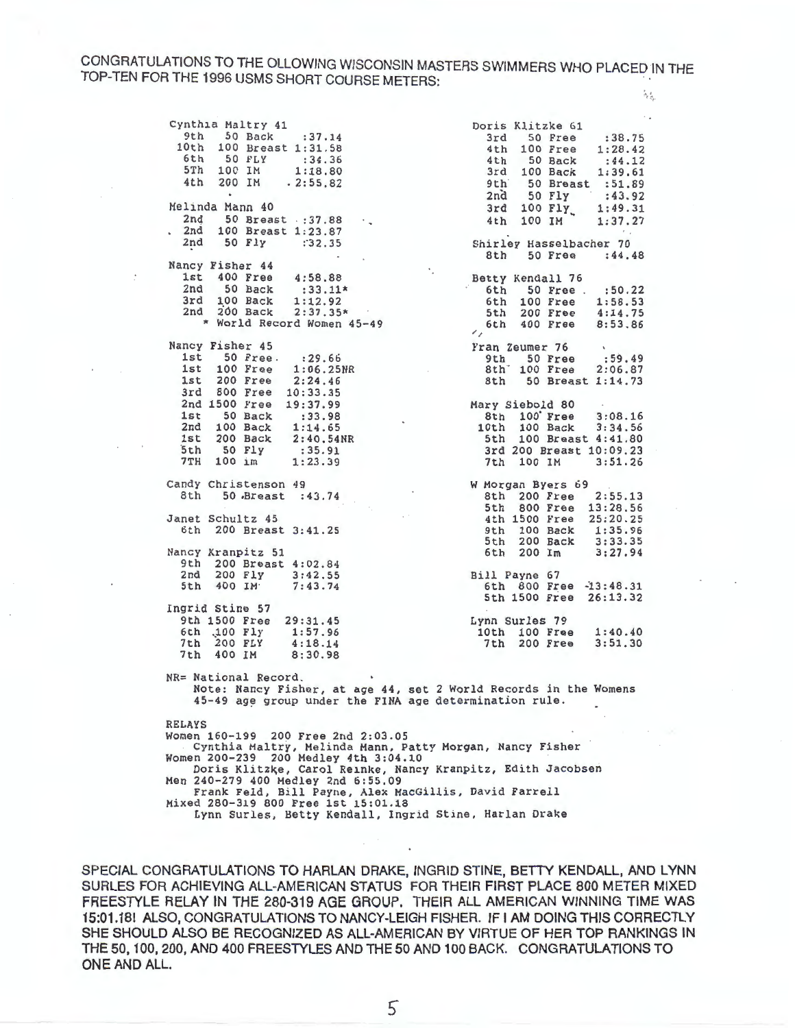CONGRATULATIONS TO THE OLLOWING WISCONSIN MASTERS SWIMMERS WHO PLACED IN THE TOP-TEN FOR THE 1996 USMS SHORT COURSE METERS:

**Cynthia Maltry 41**
- 9th 50 Back :37.14
- 10th 100 Breast 1:31.58
- 6th 50 FLY :34.36
- 5Th 100 IM 1:18.80
- 4th 200 IM 2:55.82

**Melinda Mann 40**
- 2nd 50 Breast :37.88
- 2nd 100 Breast 1:23.87
- 2nd 50 Fly :32.35

**Nancy Fisher 44**
- 1st 400 Free 4:58.88
- 2nd 50 Back :33.11*
- 3rd 100 Back 1:12.92
- 2nd 200 Back 2:37.35*
- \* World Record Women 45-49

**Nancy Fisher 45**
- 1st 50 Free :29.66
- 1st 100 Free 1:06.25NR
- 1st 200 Free 2:24.46
- 3rd 800 Free 10:33.35
- 2nd 1500 Free 19:37.99
- 1st 50 Back :33.98
- 2nd 100 Back 1:14.65
- 1st 200 Back 2:40.54NR
- 5th 50 Fly :35.91
- 7TH 100 im 1:23.39

**Candy Christenson 49**
- 8th 50 Breast :43.74

**Janet Schultz 45**
- 6th 200 Breast 3:41.25

**Nancy Kranpitz 51**
- 9th 200 Breast 4:02.84
- 2nd 200 Fly 3:42.55
- 5th 400 IM 7:43.74

**Ingrid Stine 57**
- 9th 1500 Free 29:31.45
- 6th 100 Fly 1:57.96
- 7th 200 FLY 4:18.14
- 7th 400 IM 8:30.98

**Doris Klitzke 61**
- 3rd 50 Free :38.75
- 4th 100 Free 1:28.42
- 4th 50 Back :44.12
- 3rd 100 Back 1:39.61
- 9th 50 Breast :51.89
- 2nd 50 Fly :43.92
- 3rd 100 Fly 1:49.31
- 4th 100 IM 1:37.27

**Shirley Hasselbacher 70**
- 8th 50 Free :44.48

**Betty Kendall 76**
- 6th 50 Free :50.22
- 6th 100 Free 1:58.53
- 5th 200 Free 4:14.75
- 6th 400 Free 8:53.86

**Fran Zeumer 76**
- 9th 50 Free :59.49
- 8th 100 Free 2:06.87
- 8th 50 Breast 1:14.73

**Mary Siebold 80**
- 8th 100 Free 3:08.16
- 10th 100 Back 3:34.56
- 5th 100 Breast 4:41.80
- 3rd 200 Breast 10:09.23
- 7th 100 IM 3:51.26

**W Morgan Byers 69**
- 8th 200 Free 2:55.13
- 5th 800 Free 13:28.56
- 4th 1500 Free 25:20.25
- 9th 100 Back 1:35.96
- 5th 200 Back 3:33.35
- 6th 200 Im 3:27.94

**Bill Payne 67**
- 6th 800 Free 13:48.31
- 5th 1500 Free 26:13.32

**Lynn Surles 79**
- 10th 100 Free 1:40.40
- 7th 200 Free 3:51.30

NR= National Record.

Note: Nancy Fisher, at age 44, set 2 World Records in the Womens 45-49 age group under the FINA age determination rule.

**RELAYS**

Women 160-199 200 Free 2nd 2:03.05
Cynthia Maltry, Melinda Mann, Patty Morgan, Nancy Fisher

Women 200-239 200 Medley 4th 3:04.10
Doris Klitzke, Carol Reinke, Nancy Kranpitz, Edith Jacobsen

Men 240-279 400 Medley 2nd 6:55.09
Frank Feld, Bill Payne, Alex MacGillis, David Farrell

Mixed 280-319 800 Free 1st 15:01.18
Lynn Surles, Betty Kendall, Ingrid Stine, Harlan Drake

SPECIAL CONGRATULATIONS TO HARLAN DRAKE, INGRID STINE, BETTY KENDALL, AND LYNN SURLES FOR ACHIEVING ALL-AMERICAN STATUS FOR THEIR FIRST PLACE 800 METER MIXED FREESTYLE RELAY IN THE 280-319 AGE GROUP. THEIR ALL AMERICAN WINNING TIME WAS 15:01.18! ALSO, CONGRATULATIONS TO NANCY-LEIGH FISHER. IF I AM DOING THIS CORRECTLY SHE SHOULD ALSO BE RECOGNIZED AS ALL-AMERICAN BY VIRTUE OF HER TOP RANKINGS IN THE 50, 100, 200, AND 400 FREESTYLES AND THE 50 AND 100 BACK. CONGRATULATIONS TO ONE AND ALL.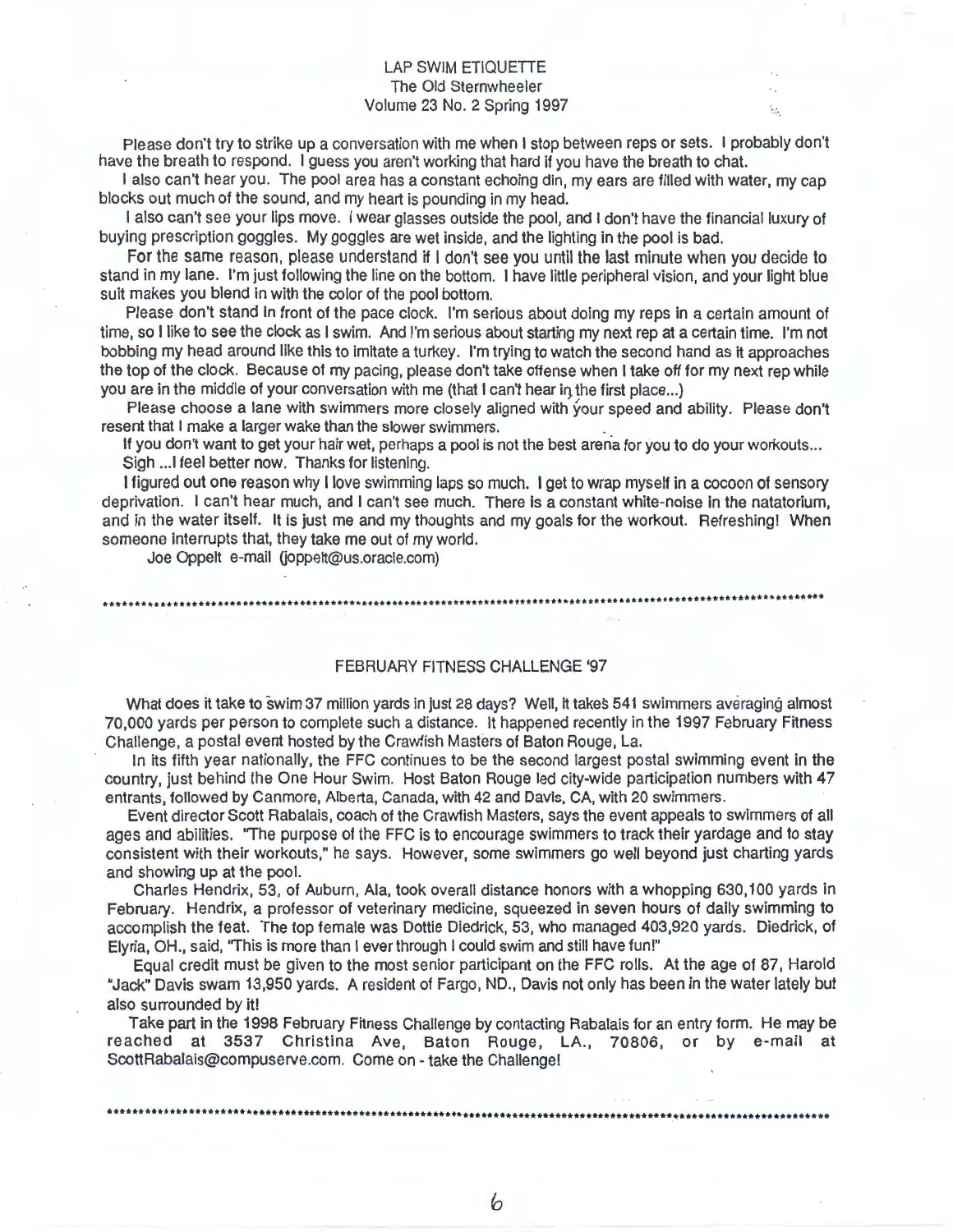# LAP SWIM ETIQUETTE

The Old Sternwheeler
Volume 23 No. 2 Spring 1997

Please don't try to strike up a conversation with me when I stop between reps or sets. I probably don't have the breath to respond. I guess you aren't working that hard if you have the breath to chat.

I also can't hear you. The pool area has a constant echoing din, my ears are filled with water, my cap blocks out much of the sound, and my heart is pounding in my head.

I also can't see your lips move. I wear glasses outside the pool, and I don't have the financial luxury of buying prescription goggles. My goggles are wet inside, and the lighting in the pool is bad.

For the same reason, please understand if I don't see you until the last minute when you decide to stand in my lane. I'm just following the line on the bottom. I have little peripheral vision, and your light blue suit makes you blend in with the color of the pool bottom.

Please don't stand in front of the pace clock. I'm serious about doing my reps in a certain amount of time, so I like to see the clock as I swim. And I'm serious about starting my next rep at a certain time. I'm not bobbing my head around like this to imitate a turkey. I'm trying to watch the second hand as it approaches the top of the clock. Because of my pacing, please don't take offense when I take off for my next rep while you are in the middle of your conversation with me (that I can't hear in the first place...)

Please choose a lane with swimmers more closely aligned with your speed and ability. Please don't resent that I make a larger wake than the slower swimmers.

If you don't want to get your hair wet, perhaps a pool is not the best arena for you to do your workouts...
Sigh ...I feel better now. Thanks for listening.

I figured out one reason why I love swimming laps so much. I get to wrap myself in a cocoon of sensory deprivation. I can't hear much, and I can't see much. There is a constant white-noise in the natatorium, and in the water itself. It is just me and my thoughts and my goals for the workout. Refreshing! When someone interrupts that, they take me out of my world.

Joe Oppelt e-mail (joppelt@us.oracle.com)

***

# FEBRUARY FITNESS CHALLENGE '97

What does it take to swim 37 million yards in just 28 days? Well, it takes 541 swimmers averaging almost 70,000 yards per person to complete such a distance. It happened recently in the 1997 February Fitness Challenge, a postal event hosted by the Crawfish Masters of Baton Rouge, La.

In its fifth year nationally, the FFC continues to be the second largest postal swimming event in the country, just behind the One Hour Swim. Host Baton Rouge led city-wide participation numbers with 47 entrants, followed by Canmore, Alberta, Canada, with 42 and Davis, CA, with 20 swimmers.

Event director Scott Rabalais, coach of the Crawfish Masters, says the event appeals to swimmers of all ages and abilities. "The purpose of the FFC is to encourage swimmers to track their yardage and to stay consistent with their workouts," he says. However, some swimmers go well beyond just charting yards and showing up at the pool.

Charles Hendrix, 53, of Auburn, Ala, took overall distance honors with a whopping 630,100 yards in February. Hendrix, a professor of veterinary medicine, squeezed in seven hours of daily swimming to accomplish the feat. The top female was Dottie Diedrick, 53, who managed 403,920 yards. Diedrick, of Elyria, OH., said, "This is more than I ever through I could swim and still have fun!"

Equal credit must be given to the most senior participant on the FFC rolls. At the age of 87, Harold "Jack" Davis swam 13,950 yards. A resident of Fargo, ND., Davis not only has been in the water lately but also surrounded by it!

Take part in the 1998 February Fitness Challenge by contacting Rabalais for an entry form. He may be reached at 3537 Christina Ave, Baton Rouge, LA., 70806, or by e-mail at ScottRabalais@compuserve.com. Come on - take the Challenge!

***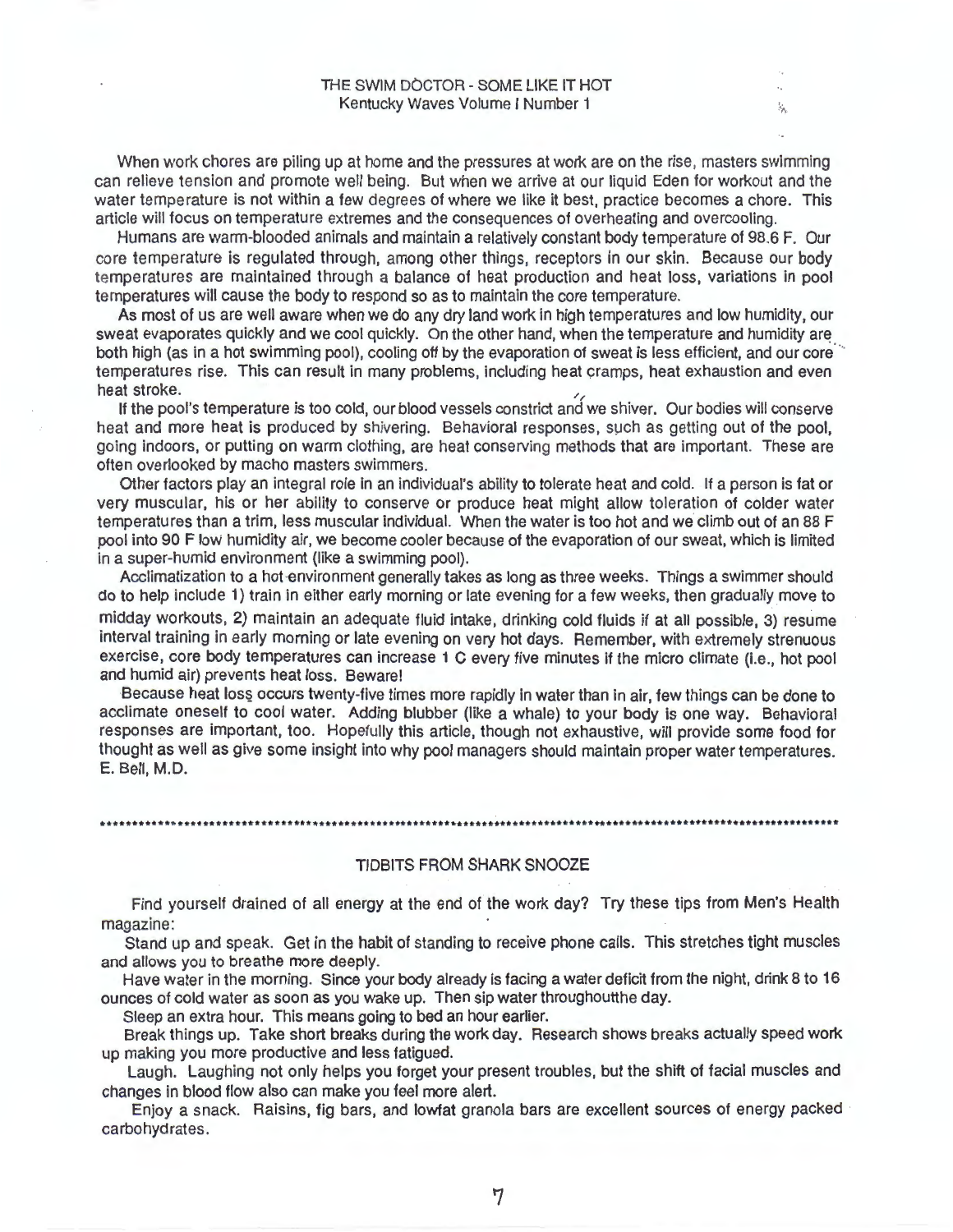## THE SWIM DOCTOR - SOME LIKE IT HOT

Kentucky Waves Volume I Number 1

When work chores are piling up at home and the pressures at work are on the rise, masters swimming can relieve tension and promote well being. But when we arrive at our liquid Eden for workout and the water temperature is not within a few degrees of where we like it best, practice becomes a chore. This article will focus on temperature extremes and the consequences of overheating and overcooling.

Humans are warm-blooded animals and maintain a relatively constant body temperature of 98.6 F. Our core temperature is regulated through, among other things, receptors in our skin. Because our body temperatures are maintained through a balance of heat production and heat loss, variations in pool temperatures will cause the body to respond so as to maintain the core temperature.

As most of us are well aware when we do any dry land work in high temperatures and low humidity, our sweat evaporates quickly and we cool quickly. On the other hand, when the temperature and humidity are both high (as in a hot swimming pool), cooling off by the evaporation of sweat is less efficient, and our core temperatures rise. This can result in many problems, including heat cramps, heat exhaustion and even heat stroke.

If the pool's temperature is too cold, our blood vessels constrict and we shiver. Our bodies will conserve heat and more heat is produced by shivering. Behavioral responses, such as getting out of the pool, going indoors, or putting on warm clothing, are heat conserving methods that are important. These are often overlooked by macho masters swimmers.

Other factors play an integral role in an individual's ability to tolerate heat and cold. If a person is fat or very muscular, his or her ability to conserve or produce heat might allow toleration of colder water temperatures than a trim, less muscular individual. When the water is too hot and we climb out of an 88 F pool into 90 F low humidity air, we become cooler because of the evaporation of our sweat, which is limited in a super-humid environment (like a swimming pool).

Acclimatization to a hot environment generally takes as long as three weeks. Things a swimmer should do to help include 1) train in either early morning or late evening for a few weeks, then gradually move to midday workouts, 2) maintain an adequate fluid intake, drinking cold fluids if at all possible, 3) resume interval training in early morning or late evening on very hot days. Remember, with extremely strenuous exercise, core body temperatures can increase 1 C every five minutes if the micro climate (i.e., hot pool and humid air) prevents heat loss. Beware!

Because heat loss occurs twenty-five times more rapidly in water than in air, few things can be done to acclimate oneself to cool water. Adding blubber (like a whale) to your body is one way. Behavioral responses are important, too. Hopefully this article, though not exhaustive, will provide some food for thought as well as give some insight into why pool managers should maintain proper water temperatures.
E. Bell, M.D.

---

## TIDBITS FROM SHARK SNOOZE

Find yourself drained of all energy at the end of the work day? Try these tips from Men's Health magazine:

Stand up and speak. Get in the habit of standing to receive phone calls. This stretches tight muscles and allows you to breathe more deeply.

Have water in the morning. Since your body already is facing a water deficit from the night, drink 8 to 16 ounces of cold water as soon as you wake up. Then sip water throughoutthe day.

Sleep an extra hour. This means going to bed an hour earlier.

Break things up. Take short breaks during the work day. Research shows breaks actually speed work up making you more productive and less fatigued.

Laugh. Laughing not only helps you forget your present troubles, but the shift of facial muscles and changes in blood flow also can make you feel more alert.

Enjoy a snack. Raisins, fig bars, and lowfat granola bars are excellent sources of energy packed carbohydrates.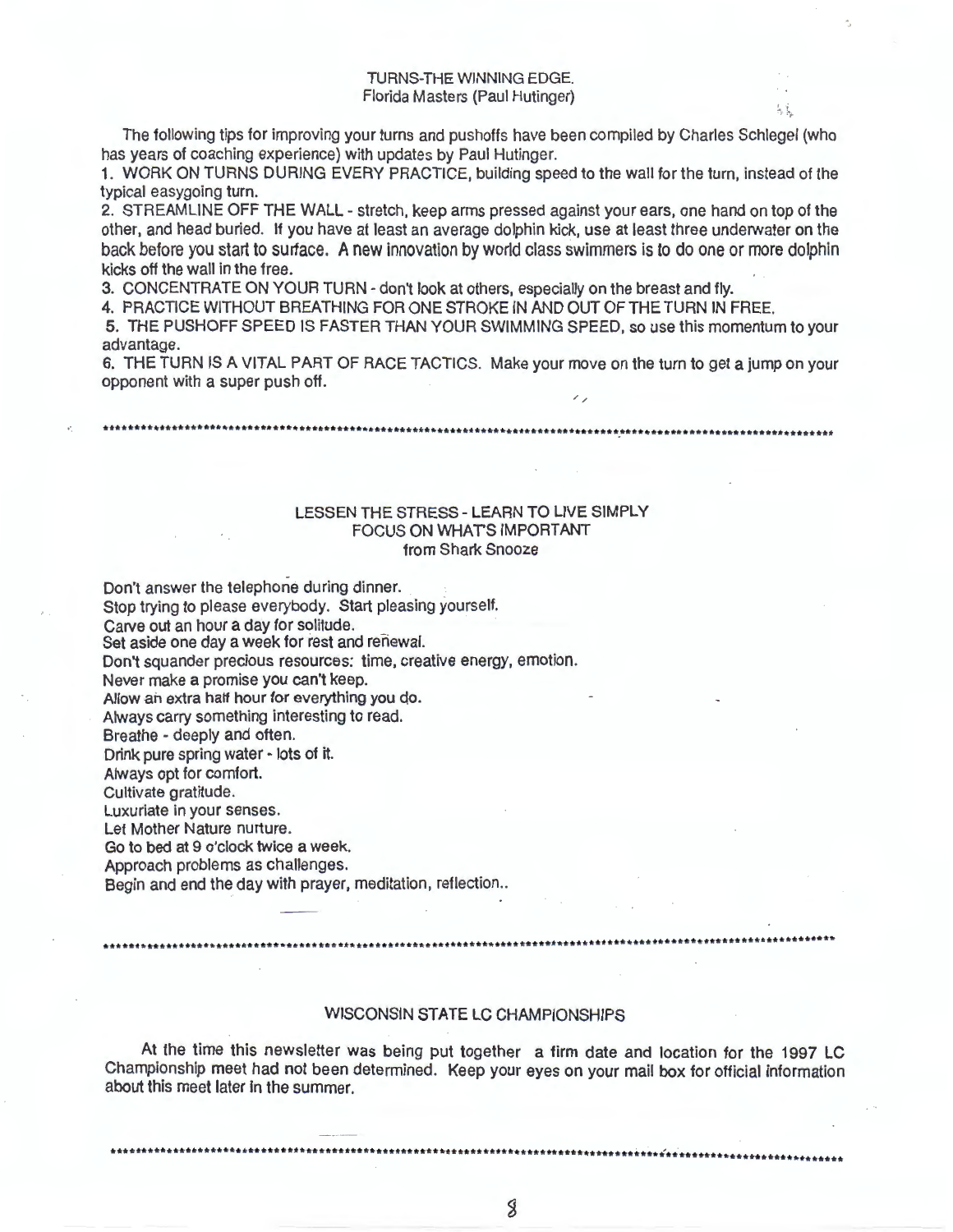## TURNS-THE WINNING EDGE.

Florida Masters (Paul Hutinger)

The following tips for improving your turns and pushoffs have been compiled by Charles Schlegel (who has years of coaching experience) with updates by Paul Hutinger.

1. WORK ON TURNS DURING EVERY PRACTICE, building speed to the wall for the turn, instead of the typical easygoing turn.
2. STREAMLINE OFF THE WALL - stretch, keep arms pressed against your ears, one hand on top of the other, and head buried. If you have at least an average dolphin kick, use at least three underwater on the back before you start to surface. A new innovation by world class swimmers is to do one or more dolphin kicks off the wall in the free.
3. CONCENTRATE ON YOUR TURN - don't look at others, especially on the breast and fly.
4. PRACTICE WITHOUT BREATHING FOR ONE STROKE IN AND OUT OF THE TURN IN FREE.
5. THE PUSHOFF SPEED IS FASTER THAN YOUR SWIMMING SPEED, so use this momentum to your advantage.
6. THE TURN IS A VITAL PART OF RACE TACTICS. Make your move on the turn to get a jump on your opponent with a super push off.

*****************************************************************************************************

## LESSEN THE STRESS - LEARN TO LIVE SIMPLY FOCUS ON WHAT'S IMPORTANT

from Shark Snooze

Don't answer the telephone during dinner.
Stop trying to please everybody. Start pleasing yourself.
Carve out an hour a day for solitude.
Set aside one day a week for rest and renewal.
Don't squander precious resources: time, creative energy, emotion.
Never make a promise you can't keep.
Allow an extra half hour for everything you do.
Always carry something interesting to read.
Breathe - deeply and often.
Drink pure spring water - lots of it.
Always opt for comfort.
Cultivate gratitude.
Luxuriate in your senses.
Let Mother Nature nurture.
Go to bed at 9 o'clock twice a week.
Approach problems as challenges.
Begin and end the day with prayer, meditation, reflection..

*****************************************************************************************************

## WISCONSIN STATE LC CHAMPIONSHIPS

At the time this newsletter was being put together a firm date and location for the 1997 LC Championship meet had not been determined. Keep your eyes on your mail box for official information about this meet later in the summer.

*****************************************************************************************************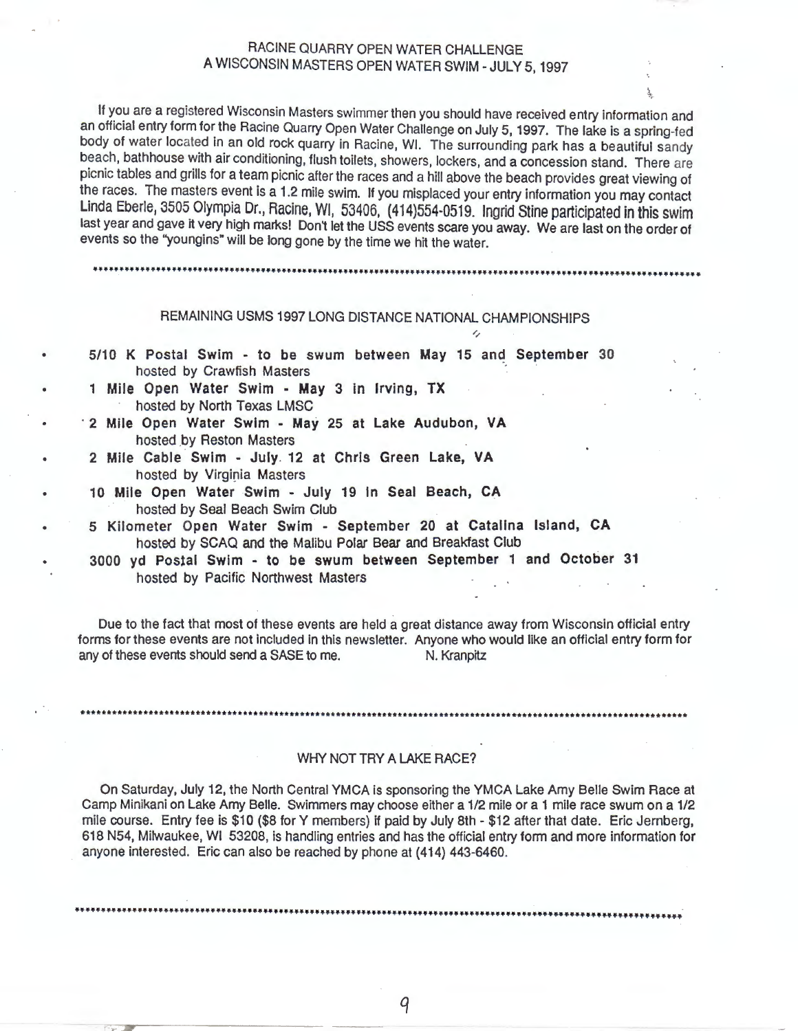## RACINE QUARRY OPEN WATER CHALLENGE
## A WISCONSIN MASTERS OPEN WATER SWIM - JULY 5, 1997

If you are a registered Wisconsin Masters swimmer then you should have received entry information and an official entry form for the Racine Quarry Open Water Challenge on July 5, 1997. The lake is a spring-fed body of water located in an old rock quarry in Racine, WI. The surrounding park has a beautiful sandy beach, bathhouse with air conditioning, flush toilets, showers, lockers, and a concession stand. There are picnic tables and grills for a team picnic after the races and a hill above the beach provides great viewing of the races. The masters event is a 1.2 mile swim. If you misplaced your entry information you may contact Linda Eberle, 3505 Olympia Dr., Racine, WI, 53406, (414)554-0519. Ingrid Stine participated in this swim last year and gave it very high marks! Don't let the USS events scare you away. We are last on the order of events so the "youngins" will be long gone by the time we hit the water.

\*\*\*\*\*\*\*\*\*\*\*\*\*\*\*\*\*\*\*\*\*\*\*\*\*\*\*\*\*\*\*\*\*\*\*\*\*\*\*\*\*\*\*\*\*\*\*\*\*\*\*\*\*\*\*\*\*\*\*\*\*\*\*\*\*\*\*\*\*\*\*\*\*\*\*\*\*\*

## REMAINING USMS 1997 LONG DISTANCE NATIONAL CHAMPIONSHIPS

- **5/10 K Postal Swim - to be swum between May 15 and September 30**
  hosted by Crawfish Masters
- **1 Mile Open Water Swim - May 3 in Irving, TX**
  hosted by North Texas LMSC
- **2 Mile Open Water Swim - May 25 at Lake Audubon, VA**
  hosted by Reston Masters
- **2 Mile Cable Swim - July 12 at Chris Green Lake, VA**
  hosted by Virginia Masters
- **10 Mile Open Water Swim - July 19 in Seal Beach, CA**
  hosted by Seal Beach Swim Club
- **5 Kilometer Open Water Swim - September 20 at Catalina Island, CA**
  hosted by SCAQ and the Malibu Polar Bear and Breakfast Club
- **3000 yd Postal Swim - to be swum between September 1 and October 31**
  hosted by Pacific Northwest Masters

Due to the fact that most of these events are held a great distance away from Wisconsin official entry forms for these events are not included in this newsletter. Anyone who would like an official entry form for any of these events should send a SASE to me. N. Kranpitz

\*\*\*\*\*\*\*\*\*\*\*\*\*\*\*\*\*\*\*\*\*\*\*\*\*\*\*\*\*\*\*\*\*\*\*\*\*\*\*\*\*\*\*\*\*\*\*\*\*\*\*\*\*\*\*\*\*\*\*\*\*\*\*\*\*\*\*\*\*\*\*\*\*\*\*\*\*\*

## WHY NOT TRY A LAKE RACE?

On Saturday, July 12, the North Central YMCA is sponsoring the YMCA Lake Amy Belle Swim Race at Camp Minikani on Lake Amy Belle. Swimmers may choose either a 1/2 mile or a 1 mile race swum on a 1/2 mile course. Entry fee is $10 ($8 for Y members) if paid by July 8th - $12 after that date. Eric Jernberg, 618 N54, Milwaukee, WI 53208, is handling entries and has the official entry form and more information for anyone interested. Eric can also be reached by phone at (414) 443-6460.

\*\*\*\*\*\*\*\*\*\*\*\*\*\*\*\*\*\*\*\*\*\*\*\*\*\*\*\*\*\*\*\*\*\*\*\*\*\*\*\*\*\*\*\*\*\*\*\*\*\*\*\*\*\*\*\*\*\*\*\*\*\*\*\*\*\*\*\*\*\*\*\*\*\*\*\*\*\*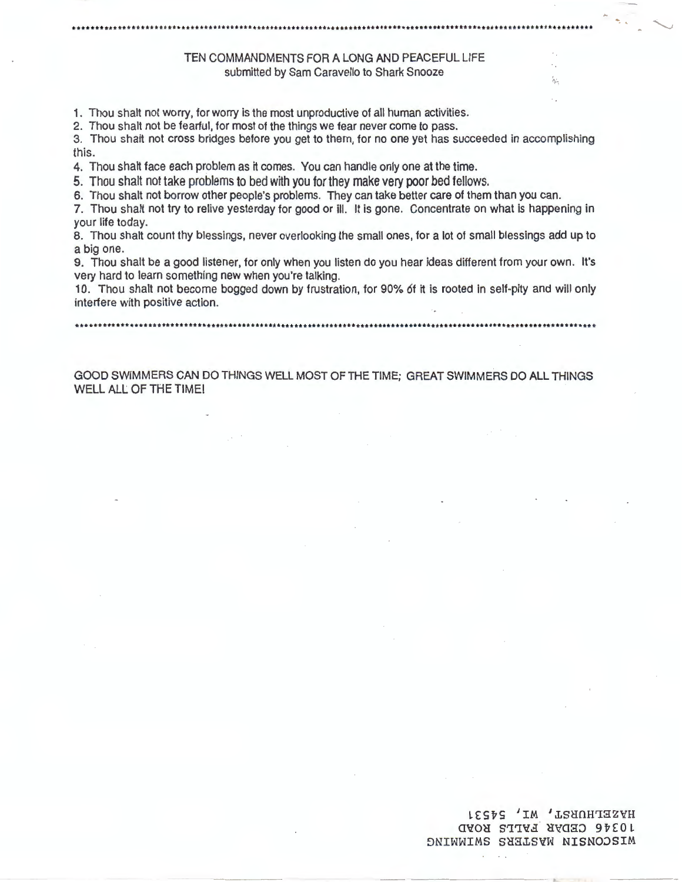## TEN COMMANDMENTS FOR A LONG AND PEACEFUL LIFE

submitted by Sam Caravello to Shark Snooze

1. Thou shalt not worry, for worry is the most unproductive of all human activities.
2. Thou shalt not be fearful, for most of the things we fear never come to pass.
3. Thou shalt not cross bridges before you get to them, for no one yet has succeeded in accomplishing this.
4. Thou shalt face each problem as it comes. You can handle only one at the time.
5. Thou shalt not take problems to bed with you for they make very poor bed fellows.
6. Thou shalt not borrow other people's problems. They can take better care of them than you can.
7. Thou shalt not try to relive yesterday for good or ill. It is gone. Concentrate on what is happening in your life today.
8. Thou shalt count thy blessings, never overlooking the small ones, for a lot of small blessings add up to a big one.
9. Thou shalt be a good listener, for only when you listen do you hear ideas different from your own. It's very hard to learn something new when you're talking.
10. Thou shalt not become bogged down by frustration, for 90% of it is rooted in self-pity and will only interfere with positive action.

---

GOOD SWIMMERS CAN DO THINGS WELL MOST OF THE TIME; GREAT SWIMMERS DO ALL THINGS WELL ALL OF THE TIME!

WISCONSIN MASTERS SWIMMING
10346 CEDAR FALLS ROAD
HAZELHURST, WI, 54531